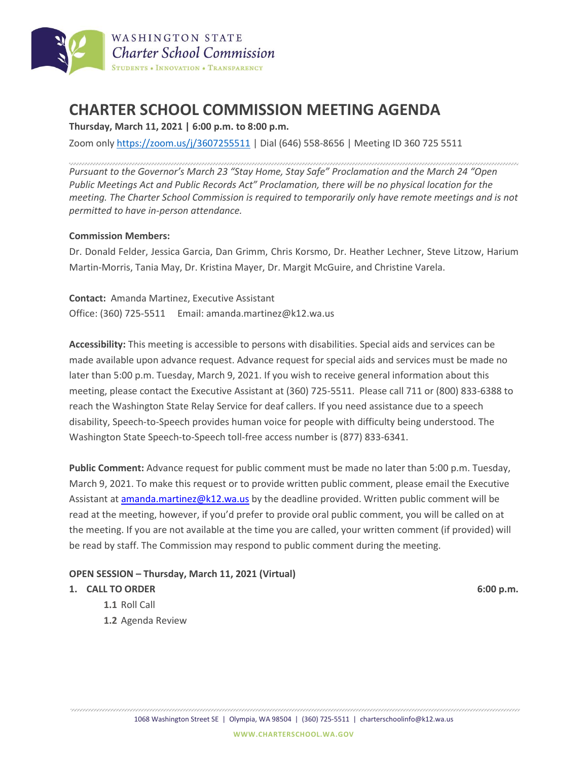WASHINGTON STATE
*Charter School Commission*
STUDENTS • INNOVATION • TRANSPARENCY

# CHARTER SCHOOL COMMISSION MEETING AGENDA

**Thursday, March 11, 2021 | 6:00 p.m. to 8:00 p.m.**

Zoom only https://zoom.us/j/3607255511 | Dial (646) 558-8656 | Meeting ID 360 725 5511

*Pursuant to the Governor's March 23 "Stay Home, Stay Safe" Proclamation and the March 24 "Open Public Meetings Act and Public Records Act" Proclamation, there will be no physical location for the meeting. The Charter School Commission is required to temporarily only have remote meetings and is not permitted to have in-person attendance.*

**Commission Members:**

Dr. Donald Felder, Jessica Garcia, Dan Grimm, Chris Korsmo, Dr. Heather Lechner, Steve Litzow, Harium Martin-Morris, Tania May, Dr. Kristina Mayer, Dr. Margit McGuire, and Christine Varela.

**Contact:** Amanda Martinez, Executive Assistant
Office: (360) 725-5511 Email: amanda.martinez@k12.wa.us

**Accessibility:** This meeting is accessible to persons with disabilities. Special aids and services can be made available upon advance request. Advance request for special aids and services must be made no later than 5:00 p.m. Tuesday, March 9, 2021. If you wish to receive general information about this meeting, please contact the Executive Assistant at (360) 725-5511. Please call 711 or (800) 833-6388 to reach the Washington State Relay Service for deaf callers. If you need assistance due to a speech disability, Speech-to-Speech provides human voice for people with difficulty being understood. The Washington State Speech-to-Speech toll-free access number is (877) 833-6341.

**Public Comment:** Advance request for public comment must be made no later than 5:00 p.m. Tuesday, March 9, 2021. To make this request or to provide written public comment, please email the Executive Assistant at amanda.martinez@k12.wa.us by the deadline provided. Written public comment will be read at the meeting, however, if you'd prefer to provide oral public comment, you will be called on at the meeting. If you are not available at the time you are called, your written comment (if provided) will be read by staff. The Commission may respond to public comment during the meeting.

**OPEN SESSION – Thursday, March 11, 2021 (Virtual)**

**1. CALL TO ORDER** **6:00 p.m.**

- **1.1** Roll Call
- **1.2** Agenda Review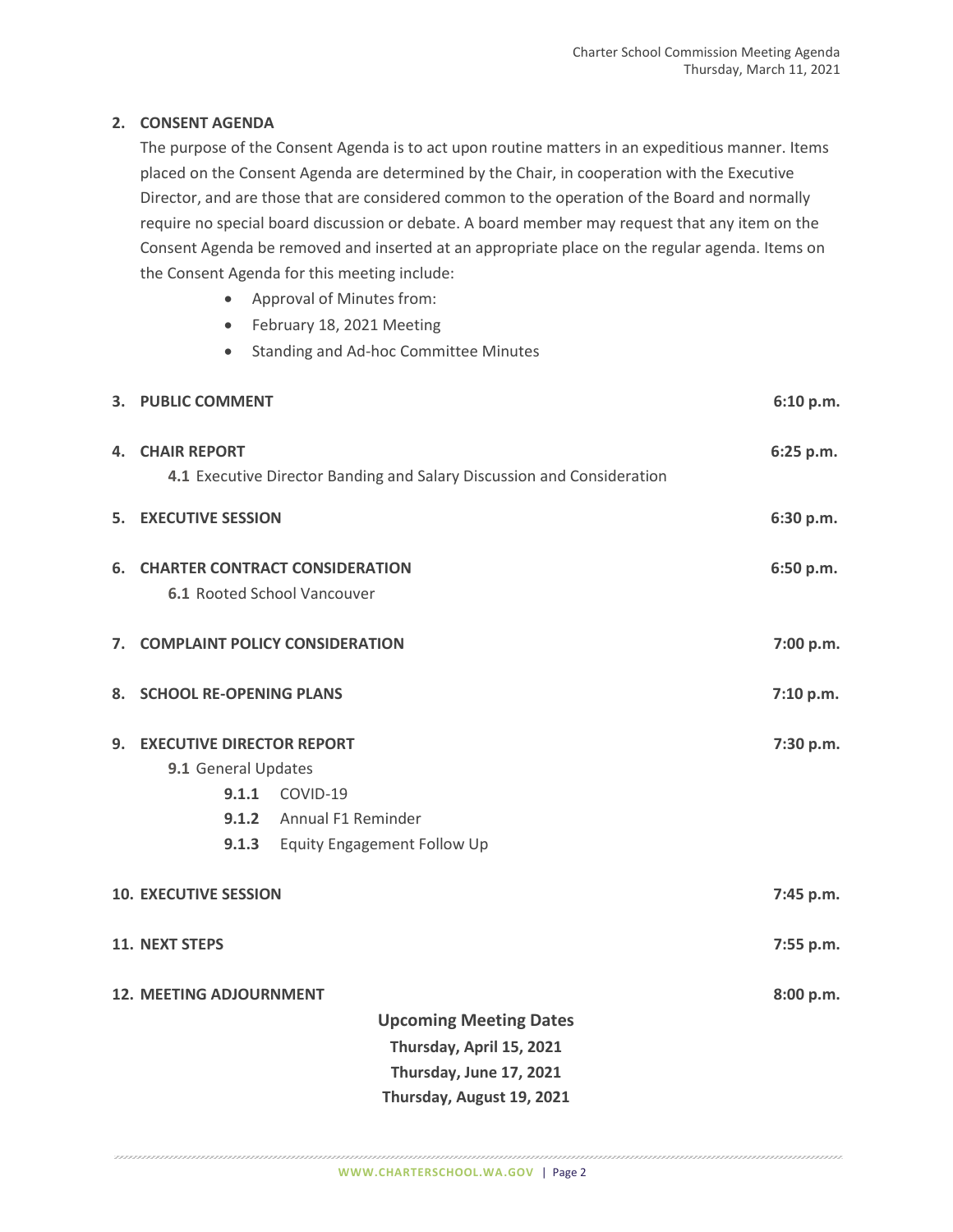## 2. CONSENT AGENDA

The purpose of the Consent Agenda is to act upon routine matters in an expeditious manner. Items placed on the Consent Agenda are determined by the Chair, in cooperation with the Executive Director, and are those that are considered common to the operation of the Board and normally require no special board discussion or debate. A board member may request that any item on the Consent Agenda be removed and inserted at an appropriate place on the regular agenda. Items on the Consent Agenda for this meeting include:

- Approval of Minutes from:
- February 18, 2021 Meeting
- Standing and Ad-hoc Committee Minutes

## 3. PUBLIC COMMENT — 6:10 p.m.

## 4. CHAIR REPORT — 6:25 p.m.

**4.1** Executive Director Banding and Salary Discussion and Consideration

## 5. EXECUTIVE SESSION — 6:30 p.m.

## 6. CHARTER CONTRACT CONSIDERATION — 6:50 p.m.

**6.1** Rooted School Vancouver

## 7. COMPLAINT POLICY CONSIDERATION — 7:00 p.m.

## 8. SCHOOL RE-OPENING PLANS — 7:10 p.m.

## 9. EXECUTIVE DIRECTOR REPORT — 7:30 p.m.

**9.1** General Updates

- **9.1.1** COVID-19
- **9.1.2** Annual F1 Reminder
- **9.1.3** Equity Engagement Follow Up

## 10. EXECUTIVE SESSION — 7:45 p.m.

## 11. NEXT STEPS — 7:55 p.m.

## 12. MEETING ADJOURNMENT — 8:00 p.m.

**Upcoming Meeting Dates**

**Thursday, April 15, 2021**

**Thursday, June 17, 2021**

**Thursday, August 19, 2021**